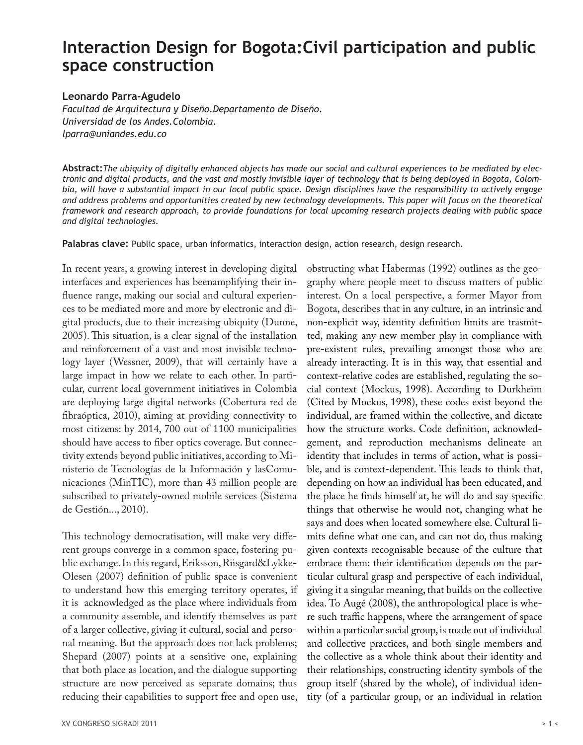# Interaction Design for Bogota:Civil participation and public space construction

**Leonardo Parra-Agudelo**
*Facultad de Arquitectura y Diseño.Departamento de Diseño.*
*Universidad de los Andes.Colombia.*
*lparra@uniandes.edu.co*

**Abstract:** *The ubiquity of digitally enhanced objects has made our social and cultural experiences to be mediated by electronic and digital products, and the vast and mostly invisible layer of technology that is being deployed in Bogota, Colombia, will have a substantial impact in our local public space. Design disciplines have the responsibility to actively engage and address problems and opportunities created by new technology developments. This paper will focus on the theoretical framework and research approach, to provide foundations for local upcoming research projects dealing with public space and digital technologies.*

**Palabras clave:** Public space, urban informatics, interaction design, action research, design research.

In recent years, a growing interest in developing digital interfaces and experiences has beenamplifying their influence range, making our social and cultural experiences to be mediated more and more by electronic and digital products, due to their increasing ubiquity (Dunne, 2005). This situation, is a clear signal of the installation and reinforcement of a vast and most invisible technology layer (Wessner, 2009), that will certainly have a large impact in how we relate to each other. In particular, current local government initiatives in Colombia are deploying large digital networks (Cobertura red de fibraóptica, 2010), aiming at providing connectivity to most citizens: by 2014, 700 out of 1100 municipalities should have access to fiber optics coverage. But connectivity extends beyond public initiatives, according to Ministerio de Tecnologías de la Información y lasComunicaciones (MinTIC), more than 43 million people are subscribed to privately-owned mobile services (Sistema de Gestión..., 2010).

This technology democratisation, will make very different groups converge in a common space, fostering public exchange. In this regard, Eriksson, Riisgard&Lykke-Olesen (2007) definition of public space is convenient to understand how this emerging territory operates, if it is acknowledged as the place where individuals from a community assemble, and identify themselves as part of a larger collective, giving it cultural, social and personal meaning. But the approach does not lack problems; Shepard (2007) points at a sensitive one, explaining that both place as location, and the dialogue supporting structure are now perceived as separate domains; thus reducing their capabilities to support free and open use, obstructing what Habermas (1992) outlines as the geography where people meet to discuss matters of public interest. On a local perspective, a former Mayor from Bogota, describes that in any culture, in an intrinsic and non-explicit way, identity definition limits are trasmitted, making any new member play in compliance with pre-existent rules, prevailing amongst those who are already interacting. It is in this way, that essential and context-relative codes are established, regulating the social context (Mockus, 1998). According to Durkheim (Cited by Mockus, 1998), these codes exist beyond the individual, are framed within the collective, and dictate how the structure works. Code definition, acknowledgement, and reproduction mechanisms delineate an identity that includes in terms of action, what is possible, and is context-dependent. This leads to think that, depending on how an individual has been educated, and the place he finds himself at, he will do and say specific things that otherwise he would not, changing what he says and does when located somewhere else. Cultural limits define what one can, and can not do, thus making given contexts recognisable because of the culture that embrace them: their identification depends on the particular cultural grasp and perspective of each individual, giving it a singular meaning, that builds on the collective idea. To Augé (2008), the anthropological place is where such traffic happens, where the arrangement of space within a particular social group, is made out of individual and collective practices, and both single members and the collective as a whole think about their identity and their relationships, constructing identity symbols of the group itself (shared by the whole), of individual identity (of a particular group, or an individual in relation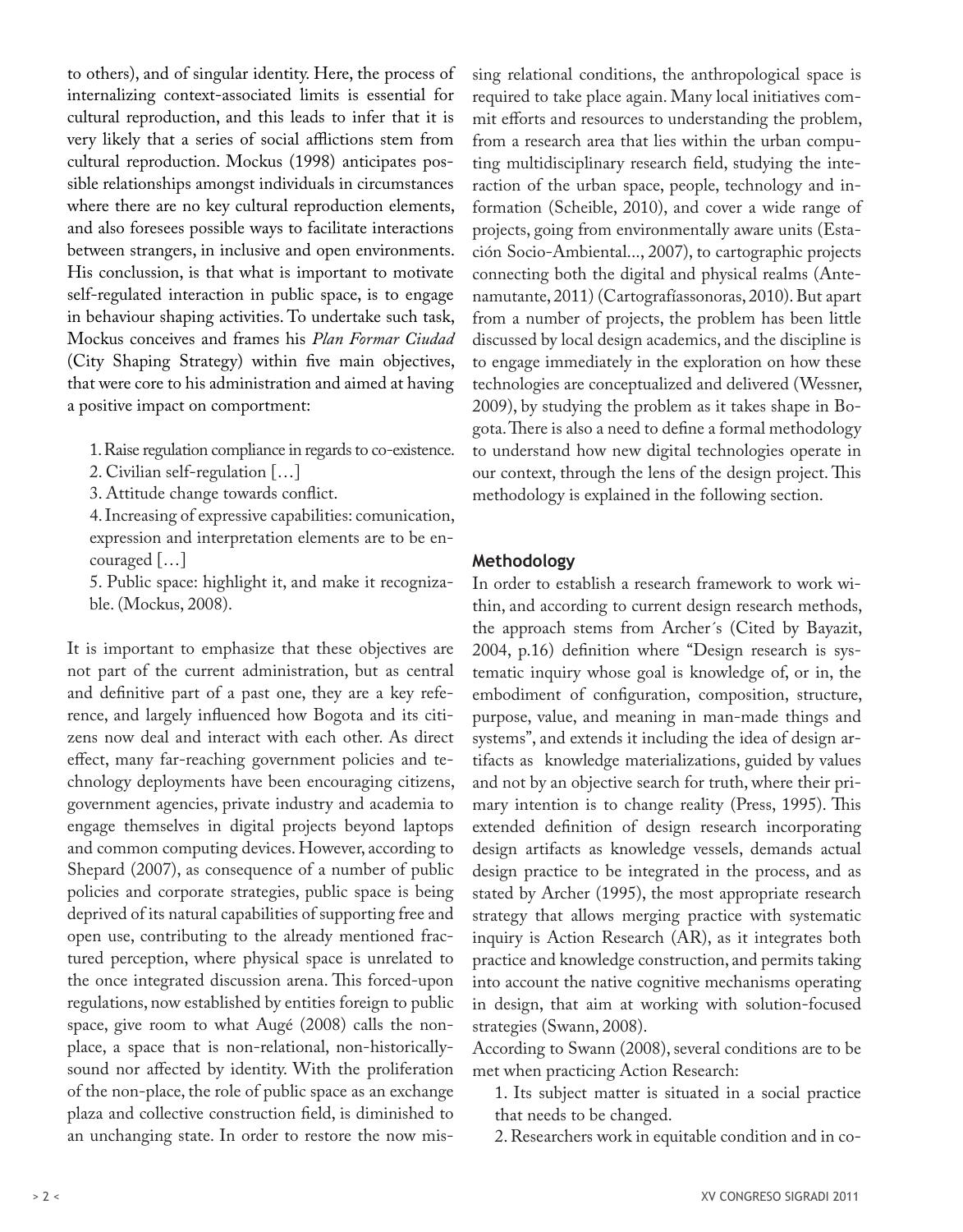to others), and of singular identity. Here, the process of internalizing context-associated limits is essential for cultural reproduction, and this leads to infer that it is very likely that a series of social afflictions stem from cultural reproduction. Mockus (1998) anticipates possible relationships amongst individuals in circumstances where there are no key cultural reproduction elements, and also foresees possible ways to facilitate interactions between strangers, in inclusive and open environments. His conclussion, is that what is important to motivate self-regulated interaction in public space, is to engage in behaviour shaping activities. To undertake such task, Mockus conceives and frames his *Plan Formar Ciudad* (City Shaping Strategy) within five main objectives, that were core to his administration and aimed at having a positive impact on comportment:

1. Raise regulation compliance in regards to co-existence.
2. Civilian self-regulation […]
3. Attitude change towards conflict.
4. Increasing of expressive capabilities: comunication, expression and interpretation elements are to be encouraged […]
5. Public space: highlight it, and make it recognizable. (Mockus, 2008).

It is important to emphasize that these objectives are not part of the current administration, but as central and definitive part of a past one, they are a key reference, and largely influenced how Bogota and its citizens now deal and interact with each other. As direct effect, many far-reaching government policies and technology deployments have been encouraging citizens, government agencies, private industry and academia to engage themselves in digital projects beyond laptops and common computing devices. However, according to Shepard (2007), as consequence of a number of public policies and corporate strategies, public space is being deprived of its natural capabilities of supporting free and open use, contributing to the already mentioned fractured perception, where physical space is unrelated to the once integrated discussion arena. This forced-upon regulations, now established by entities foreign to public space, give room to what Augé (2008) calls the non-place, a space that is non-relational, non-historically-sound nor affected by identity. With the proliferation of the non-place, the role of public space as an exchange plaza and collective construction field, is diminished to an unchanging state. In order to restore the now missing relational conditions, the anthropological space is required to take place again. Many local initiatives commit efforts and resources to understanding the problem, from a research area that lies within the urban computing multidisciplinary research field, studying the interaction of the urban space, people, technology and information (Scheible, 2010), and cover a wide range of projects, going from environmentally aware units (Estación Socio-Ambiental..., 2007), to cartographic projects connecting both the digital and physical realms (Antenamutante, 2011) (Cartografíassonoras, 2010). But apart from a number of projects, the problem has been little discussed by local design academics, and the discipline is to engage immediately in the exploration on how these technologies are conceptualized and delivered (Wessner, 2009), by studying the problem as it takes shape in Bogota. There is also a need to define a formal methodology to understand how new digital technologies operate in our context, through the lens of the design project. This methodology is explained in the following section.

## Methodology

In order to establish a research framework to work within, and according to current design research methods, the approach stems from Archer´s (Cited by Bayazit, 2004, p.16) definition where "Design research is systematic inquiry whose goal is knowledge of, or in, the embodiment of configuration, composition, structure, purpose, value, and meaning in man-made things and systems", and extends it including the idea of design artifacts as knowledge materializations, guided by values and not by an objective search for truth, where their primary intention is to change reality (Press, 1995). This extended definition of design research incorporating design artifacts as knowledge vessels, demands actual design practice to be integrated in the process, and as stated by Archer (1995), the most appropriate research strategy that allows merging practice with systematic inquiry is Action Research (AR), as it integrates both practice and knowledge construction, and permits taking into account the native cognitive mechanisms operating in design, that aim at working with solution-focused strategies (Swann, 2008).

According to Swann (2008), several conditions are to be met when practicing Action Research:

1. Its subject matter is situated in a social practice that needs to be changed.
2. Researchers work in equitable condition and in co-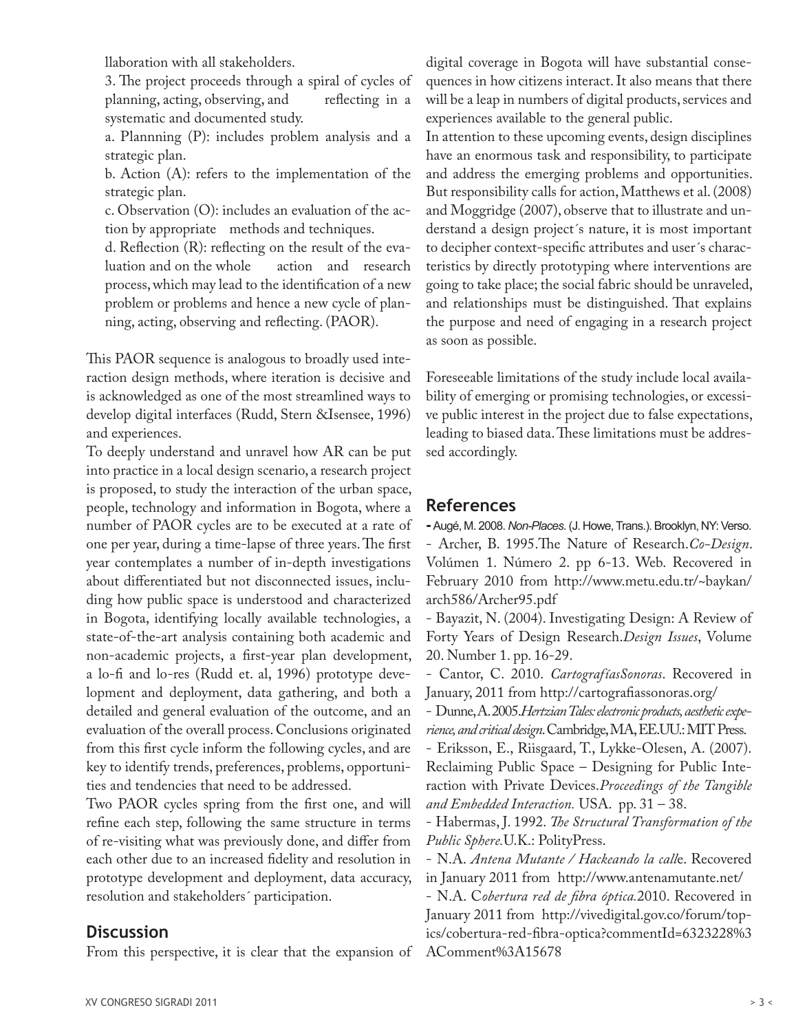llaboration with all stakeholders.

3. The project proceeds through a spiral of cycles of planning, acting, observing, and reflecting in a systematic and documented study.

a. Plannning (P): includes problem analysis and a strategic plan.

b. Action (A): refers to the implementation of the strategic plan.

c. Observation (O): includes an evaluation of the action by appropriate methods and techniques.

d. Reflection (R): reflecting on the result of the evaluation and on the whole action and research process, which may lead to the identification of a new problem or problems and hence a new cycle of planning, acting, observing and reflecting. (PAOR).

This PAOR sequence is analogous to broadly used interaction design methods, where iteration is decisive and is acknowledged as one of the most streamlined ways to develop digital interfaces (Rudd, Stern &Isensee, 1996) and experiences.

To deeply understand and unravel how AR can be put into practice in a local design scenario, a research project is proposed, to study the interaction of the urban space, people, technology and information in Bogota, where a number of PAOR cycles are to be executed at a rate of one per year, during a time-lapse of three years. The first year contemplates a number of in-depth investigations about differentiated but not disconnected issues, including how public space is understood and characterized in Bogota, identifying locally available technologies, a state-of-the-art analysis containing both academic and non-academic projects, a first-year plan development, a lo-fi and lo-res (Rudd et. al, 1996) prototype development and deployment, data gathering, and both a detailed and general evaluation of the outcome, and an evaluation of the overall process. Conclusions originated from this first cycle inform the following cycles, and are key to identify trends, preferences, problems, opportunities and tendencies that need to be addressed.

Two PAOR cycles spring from the first one, and will refine each step, following the same structure in terms of re-visiting what was previously done, and differ from each other due to an increased fidelity and resolution in prototype development and deployment, data accuracy, resolution and stakeholders´ participation.

## Discussion

From this perspective, it is clear that the expansion of digital coverage in Bogota will have substantial consequences in how citizens interact. It also means that there will be a leap in numbers of digital products, services and experiences available to the general public.

In attention to these upcoming events, design disciplines have an enormous task and responsibility, to participate and address the emerging problems and opportunities. But responsibility calls for action, Matthews et al. (2008) and Moggridge (2007), observe that to illustrate and understand a design project´s nature, it is most important to decipher context-specific attributes and user´s characteristics by directly prototyping where interventions are going to take place; the social fabric should be unraveled, and relationships must be distinguished. That explains the purpose and need of engaging in a research project as soon as possible.

Foreseeable limitations of the study include local availability of emerging or promising technologies, or excessive public interest in the project due to false expectations, leading to biased data. These limitations must be addressed accordingly.

## References

- Augé, M. 2008. *Non-Places*. (J. Howe, Trans.). Brooklyn, NY: Verso.
- Archer, B. 1995.The Nature of Research.*Co-Design*. Volúmen 1. Número 2. pp 6-13. Web. Recovered in February 2010 from http://www.metu.edu.tr/~baykan/arch586/Archer95.pdf
- Bayazit, N. (2004). Investigating Design: A Review of Forty Years of Design Research.*Design Issues*, Volume 20. Number 1. pp. 16-29.
- Cantor, C. 2010. *CartografíasSonoras*. Recovered in January, 2011 from http://cartografiassonoras.org/
- Dunne, A. 2005.*Hertzian Tales: electronic products, aesthetic experience, and critical design*. Cambridge, MA, EE.UU.: MIT Press.
- Eriksson, E., Riisgaard, T., Lykke-Olesen, A. (2007). Reclaiming Public Space – Designing for Public Interaction with Private Devices.*Proceedings of the Tangible and Embedded Interaction.* USA. pp. 31 – 38.
- Habermas, J. 1992. *The Structural Transformation of the Public Sphere*.U.K.: PolityPress.
- N.A. *Antena Mutante / Hackeando la call*e. Recovered in January 2011 from http://www.antenamutante.net/
- N.A. C*obertura red de fibra óptica.*2010. Recovered in January 2011 from http://vivedigital.gov.co/forum/topics/cobertura-red-fibra-optica?commentId=6323228%3AComment%3A15678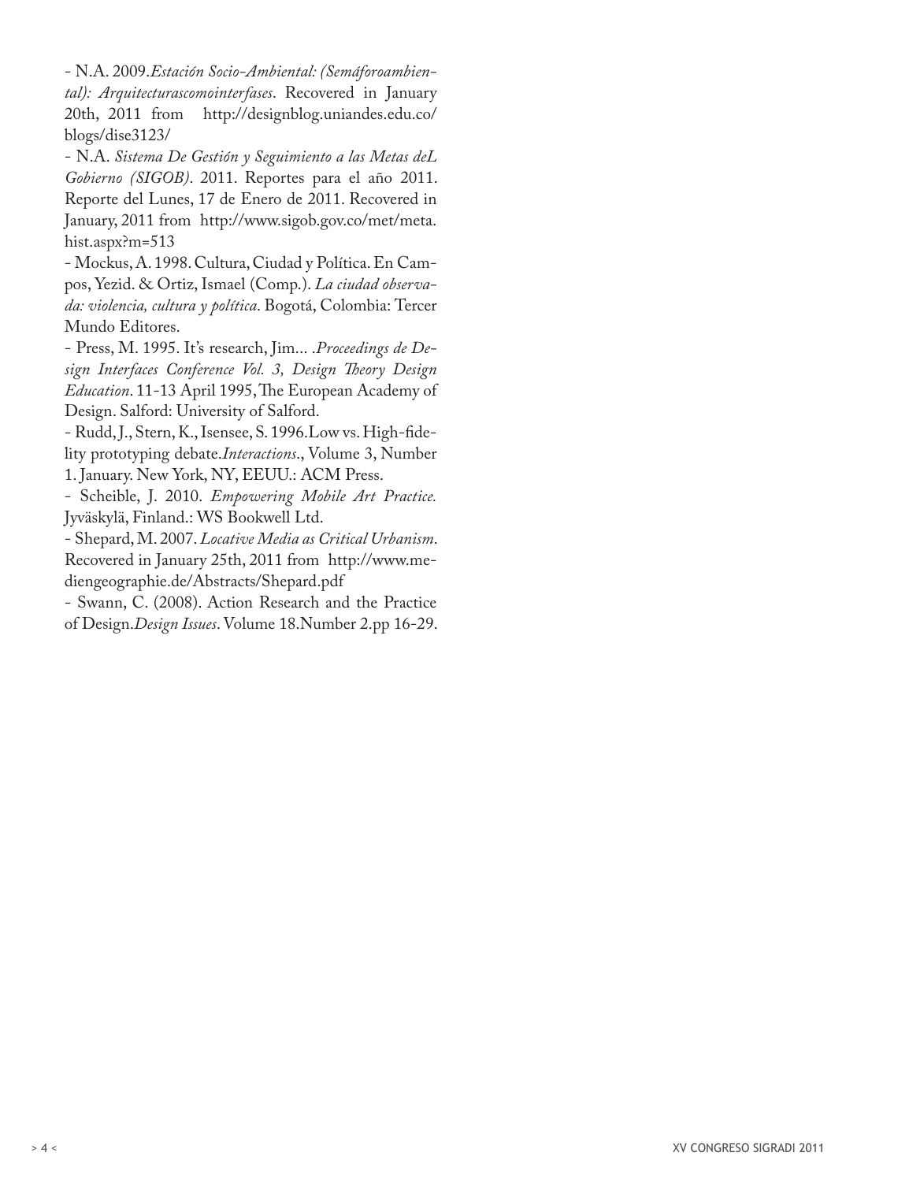- N.A. 2009.*Estación Socio-Ambiental: (Semáforoambiental): Arquitecturascomointerfases*. Recovered in January 20th, 2011 from http://designblog.uniandes.edu.co/blogs/dise3123/

- N.A. *Sistema De Gestión y Seguimiento a las Metas deL Gobierno (SIGOB)*. 2011. Reportes para el año 2011. Reporte del Lunes, 17 de Enero de 2011. Recovered in January, 2011 from http://www.sigob.gov.co/met/meta.hist.aspx?m=513

- Mockus, A. 1998. Cultura, Ciudad y Política. En Campos, Yezid. & Ortiz, Ismael (Comp.). *La ciudad observada: violencia, cultura y política*. Bogotá, Colombia: Tercer Mundo Editores.

- Press, M. 1995. It's research, Jim... .*Proceedings de Design Interfaces Conference Vol. 3, Design Theory Design Education*. 11-13 April 1995, The European Academy of Design. Salford: University of Salford.

- Rudd, J., Stern, K., Isensee, S. 1996.Low vs. High-fidelity prototyping debate.*Interactions*., Volume 3, Number 1. January. New York, NY, EEUU.: ACM Press.

- Scheible, J. 2010. *Empowering Mobile Art Practice.* Jyväskylä, Finland.: WS Bookwell Ltd.

- Shepard, M. 2007. *Locative Media as Critical Urbanism*. Recovered in January 25th, 2011 from http://www.mediengeographie.de/Abstracts/Shepard.pdf

- Swann, C. (2008). Action Research and the Practice of Design.*Design Issues*. Volume 18.Number 2.pp 16-29.